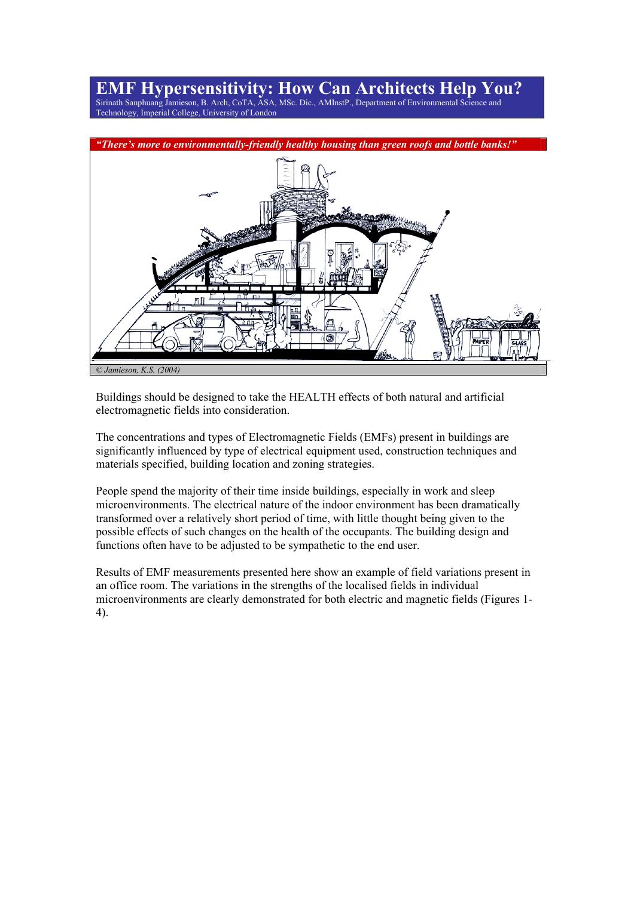# EMF Hypersensitivity: How Can Architects Help You?

Sirinath Sanphuang Jamieson, B. Arch, CoTA, ASA, MSc. Dic., AMInstP., Department of Environmental Science and Technology, Imperial College, University of London

***"There's more to environmentally-friendly healthy housing than green roofs and bottle banks!"***

*© Jamieson, K.S. (2004)*

Buildings should be designed to take the HEALTH effects of both natural and artificial electromagnetic fields into consideration.

The concentrations and types of Electromagnetic Fields (EMFs) present in buildings are significantly influenced by type of electrical equipment used, construction techniques and materials specified, building location and zoning strategies.

People spend the majority of their time inside buildings, especially in work and sleep microenvironments. The electrical nature of the indoor environment has been dramatically transformed over a relatively short period of time, with little thought being given to the possible effects of such changes on the health of the occupants. The building design and functions often have to be adjusted to be sympathetic to the end user.

Results of EMF measurements presented here show an example of field variations present in an office room. The variations in the strengths of the localised fields in individual microenvironments are clearly demonstrated for both electric and magnetic fields (Figures 1-4).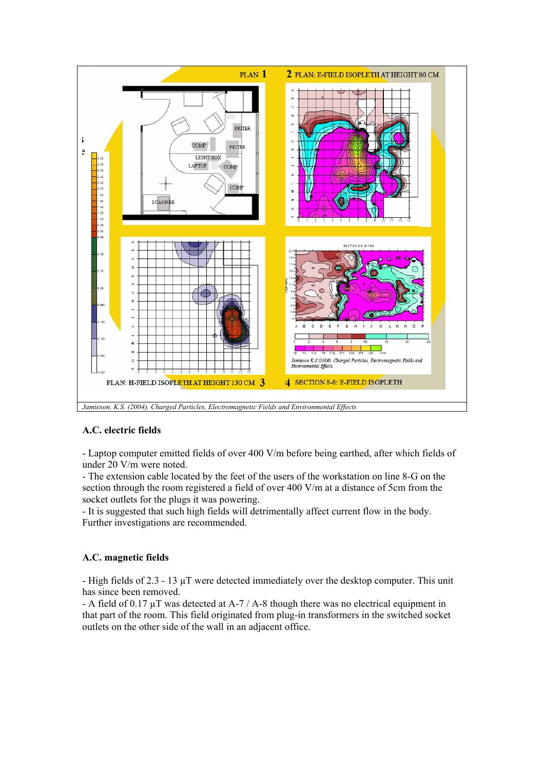PLAN 1

2 PLAN: E-FIELD ISOPLETH AT HEIGHT 80 CM

PLAN: H-FIELD ISOPLETH AT HEIGHT 130 CM 3

4 SECTION 8-8: E-FIELD ISOPLETH

*Jamieson, K.S. (2004), Charged Particles, Electromagnetic Fields and Environmental Effects*

**A.C. electric fields**

- Laptop computer emitted fields of over 400 V/m before being earthed, after which fields of under 20 V/m were noted.
- The extension cable located by the feet of the users of the workstation on line 8-G on the section through the room registered a field of over 400 V/m at a distance of 5cm from the socket outlets for the plugs it was powering.
- It is suggested that such high fields will detrimentally affect current flow in the body. Further investigations are recommended.

**A.C. magnetic fields**

- High fields of 2.3 - 13 µT were detected immediately over the desktop computer. This unit has since been removed.
- A field of 0.17 µT was detected at A-7 / A-8 though there was no electrical equipment in that part of the room. This field originated from plug-in transformers in the switched socket outlets on the other side of the wall in an adjacent office.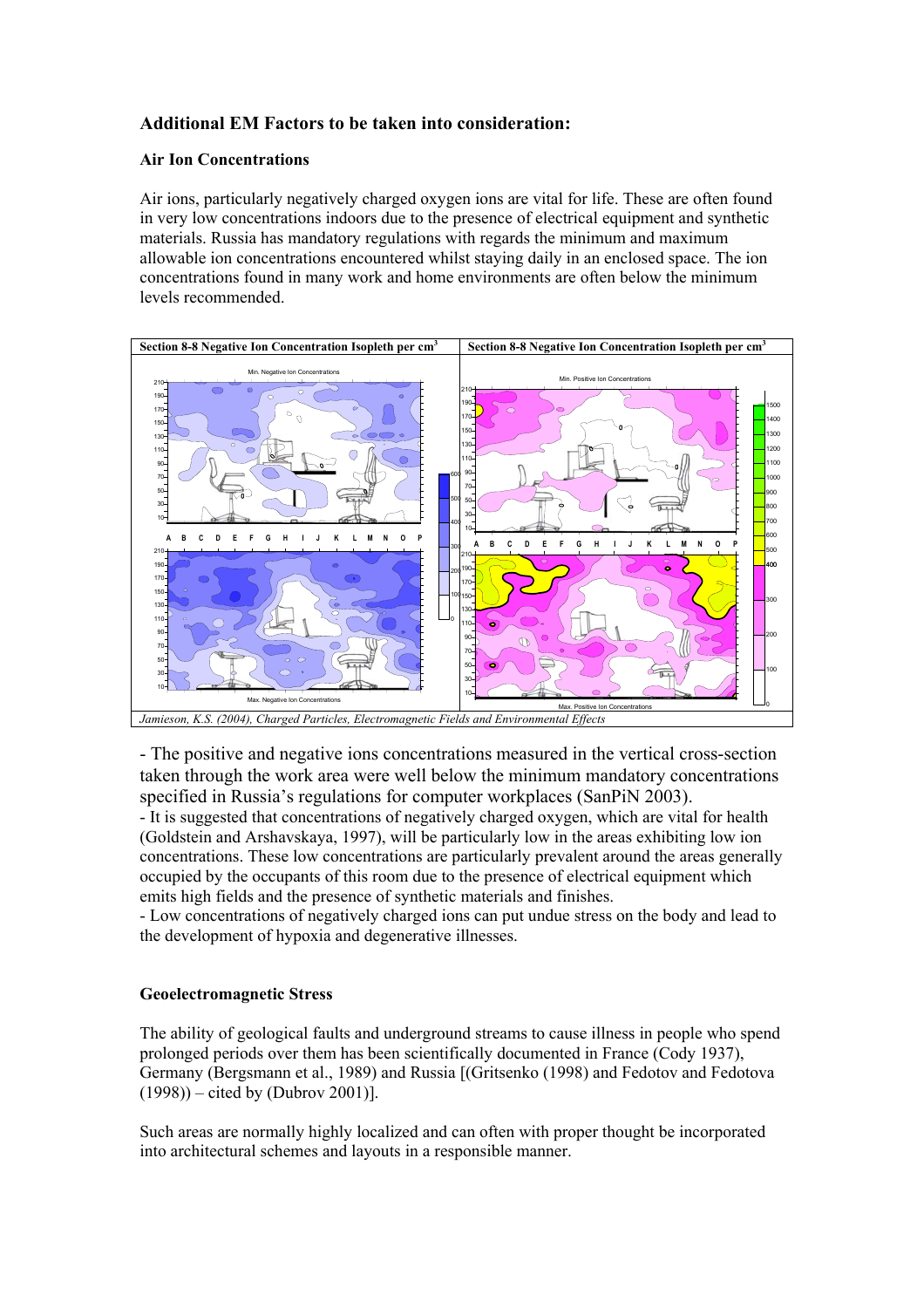## Additional EM Factors to be taken into consideration:

### Air Ion Concentrations

Air ions, particularly negatively charged oxygen ions are vital for life. These are often found in very low concentrations indoors due to the presence of electrical equipment and synthetic materials. Russia has mandatory regulations with regards the minimum and maximum allowable ion concentrations encountered whilst staying daily in an enclosed space. The ion concentrations found in many work and home environments are often below the minimum levels recommended.

| **Section 8-8 Negative Ion Concentration Isopleth per cm$^3$** | **Section 8-8 Negative Ion Concentration Isopleth per cm$^3$** |
| --- | --- |

*Jamieson, K.S. (2004), Charged Particles, Electromagnetic Fields and Environmental Effects*

- The positive and negative ions concentrations measured in the vertical cross-section taken through the work area were well below the minimum mandatory concentrations specified in Russia's regulations for computer workplaces (SanPiN 2003).
- It is suggested that concentrations of negatively charged oxygen, which are vital for health (Goldstein and Arshavskaya, 1997), will be particularly low in the areas exhibiting low ion concentrations. These low concentrations are particularly prevalent around the areas generally occupied by the occupants of this room due to the presence of electrical equipment which emits high fields and the presence of synthetic materials and finishes.
- Low concentrations of negatively charged ions can put undue stress on the body and lead to the development of hypoxia and degenerative illnesses.

### Geoelectromagnetic Stress

The ability of geological faults and underground streams to cause illness in people who spend prolonged periods over them has been scientifically documented in France (Cody 1937), Germany (Bergsmann et al., 1989) and Russia [(Gritsenko (1998) and Fedotov and Fedotova (1998)) – cited by (Dubrov 2001)].

Such areas are normally highly localized and can often with proper thought be incorporated into architectural schemes and layouts in a responsible manner.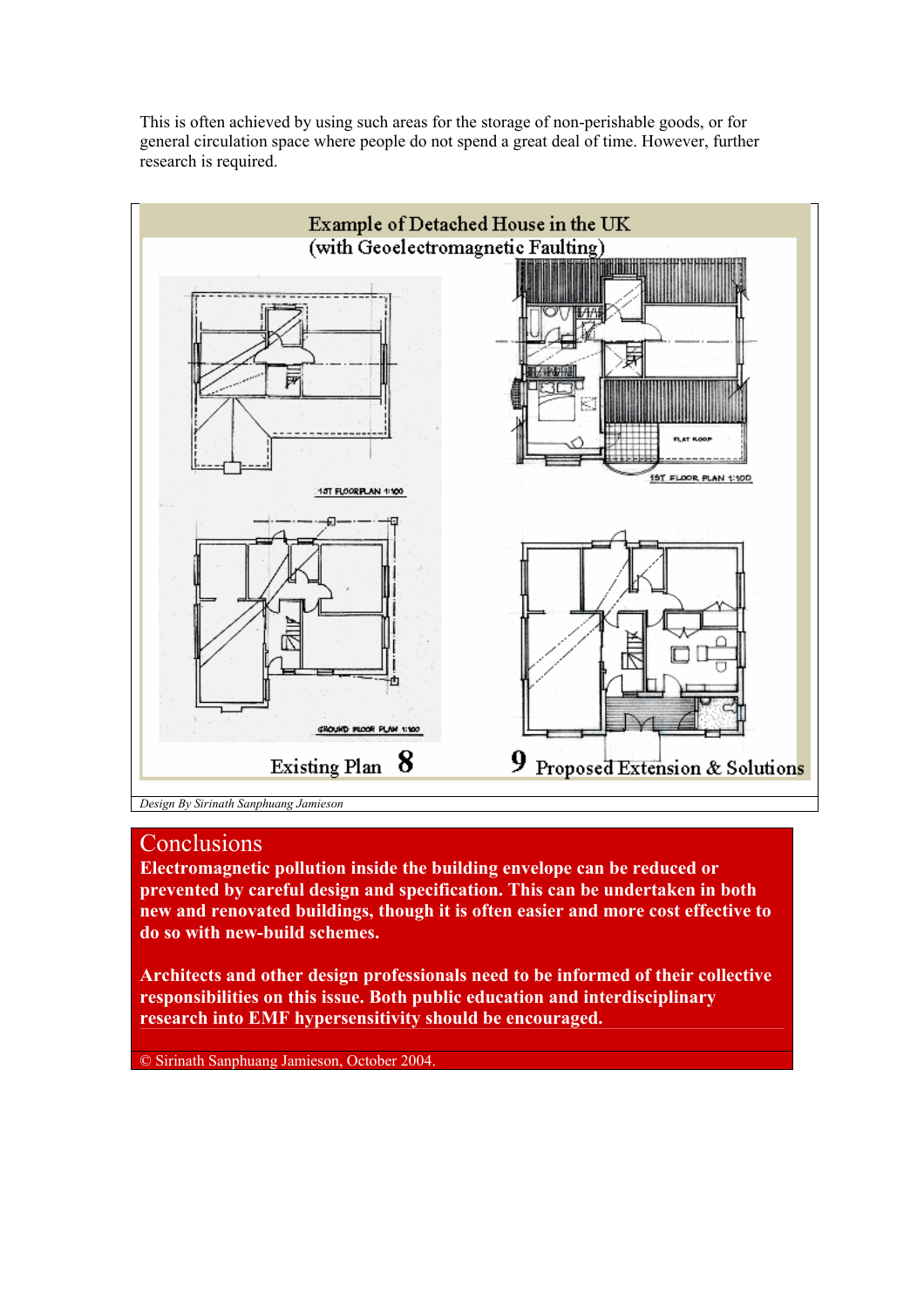This is often achieved by using such areas for the storage of non-perishable goods, or for general circulation space where people do not spend a great deal of time. However, further research is required.

**Example of Detached House in the UK (with Geoelectromagnetic Faulting)**

1ST FLOORPLAN 1:100

1ST FLOOR PLAN 1:100

FLAT ROOF

GROUND FLOOR PLAN 1:100

Existing Plan 8

9 Proposed Extension & Solutions

*Design By Sirinath Sanphuang Jamieson*

## Conclusions

**Electromagnetic pollution inside the building envelope can be reduced or prevented by careful design and specification. This can be undertaken in both new and renovated buildings, though it is often easier and more cost effective to do so with new-build schemes.**

**Architects and other design professionals need to be informed of their collective responsibilities on this issue. Both public education and interdisciplinary research into EMF hypersensitivity should be encouraged.**

© Sirinath Sanphuang Jamieson, October 2004.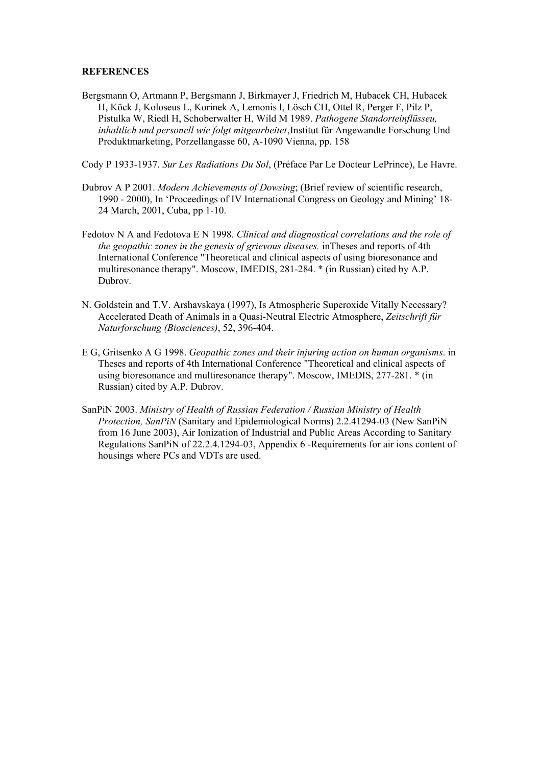**REFERENCES**

Bergsmann O, Artmann P, Bergsmann J, Birkmayer J, Friedrich M, Hubacek CH, Hubacek H, Köck J, Koloseus L, Korinek A, Lemonis l, Lösch CH, Ottel R, Perger F, Pilz P, Pistulka W, Riedl H, Schoberwalter H, Wild M 1989. *Pathogene Standorteinflüsseu, inhaltlich und personell wie folgt mitgearbeitet*,Institut für Angewandte Forschung Und Produktmarketing, Porzellangasse 60, A-1090 Vienna, pp. 158

Cody P 1933-1937. *Sur Les Radiations Du Sol*, (Préface Par Le Docteur LePrince), Le Havre.

Dubrov A P 2001. *Modern Achievements of Dowsing*; (Brief review of scientific research, 1990 - 2000), In 'Proceedings of IV International Congress on Geology and Mining' 18-24 March, 2001, Cuba, pp 1-10.

Fedotov N A and Fedotova E N 1998. *Clinical and diagnostical correlations and the role of the geopathic zones in the genesis of grievous diseases.* inTheses and reports of 4th International Conference "Theoretical and clinical aspects of using bioresonance and multiresonance therapy". Moscow, IMEDIS, 281-284. * (in Russian) cited by A.P. Dubrov.

N. Goldstein and T.V. Arshavskaya (1997), Is Atmospheric Superoxide Vitally Necessary? Accelerated Death of Animals in a Quasi-Neutral Electric Atmosphere, *Zeitschrift für Naturforschung (Biosciences)*, 52, 396-404.

E G, Gritsenko A G 1998. *Geopathic zones and their injuring action on human organisms*. in Theses and reports of 4th International Conference "Theoretical and clinical aspects of using bioresonance and multiresonance therapy". Moscow, IMEDIS, 277-281. * (in Russian) cited by A.P. Dubrov.

SanPiN 2003. *Ministry of Health of Russian Federation / Russian Ministry of Health Protection, SanPiN* (Sanitary and Epidemiological Norms) 2.2.41294-03 (New SanPiN from 16 June 2003), Air Ionization of Industrial and Public Areas According to Sanitary Regulations SanPiN of 22.2.4.1294-03, Appendix 6 -Requirements for air ions content of housings where PCs and VDTs are used.